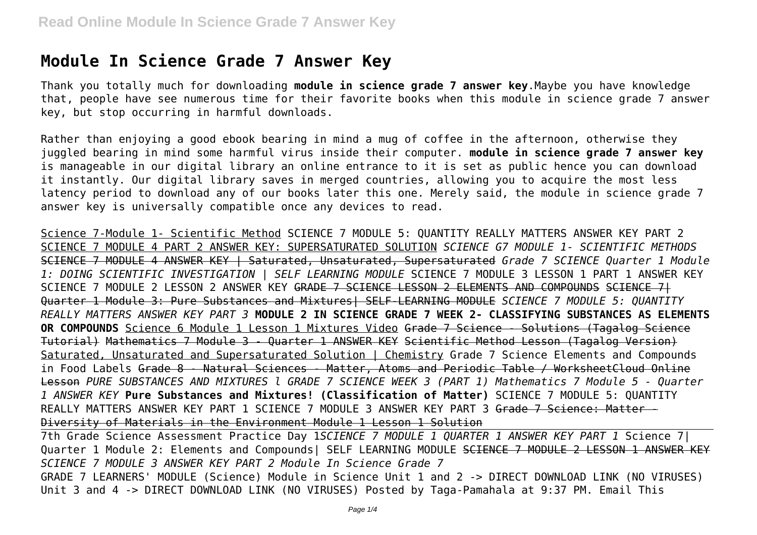# Module In Science Grade 7 Answer Key

Thank you totally much for downloading **module in science grade 7 answer key**.Maybe you have knowledge that, people have see numerous time for their favorite books when this module in science grade 7 answer key, but stop occurring in harmful downloads.

Rather than enjoying a good ebook bearing in mind a mug of coffee in the afternoon, otherwise they juggled bearing in mind some harmful virus inside their computer. **module in science grade 7 answer key** is manageable in our digital library an online entrance to it is set as public hence you can download it instantly. Our digital library saves in merged countries, allowing you to acquire the most less latency period to download any of our books later this one. Merely said, the module in science grade 7 answer key is universally compatible once any devices to read.

Science 7-Module 1- Scientific Method SCIENCE 7 MODULE 5: QUANTITY REALLY MATTERS ANSWER KEY PART 2 SCIENCE 7 MODULE 4 PART 2 ANSWER KEY: SUPERSATURATED SOLUTION *SCIENCE G7 MODULE 1- SCIENTIFIC METHODS* ~~SCIENCE 7 MODULE 4 ANSWER KEY | Saturated, Unsaturated, Supersaturated~~ *Grade 7 SCIENCE Quarter 1 Module 1: DOING SCIENTIFIC INVESTIGATION | SELF LEARNING MODULE* SCIENCE 7 MODULE 3 LESSON 1 PART 1 ANSWER KEY SCIENCE 7 MODULE 2 LESSON 2 ANSWER KEY ~~GRADE 7 SCIENCE LESSON 2 ELEMENTS AND COMPOUNDS~~ ~~SCIENCE 7| Quarter 1 Module 3: Pure Substances and Mixtures| SELF-LEARNING MODULE~~ *SCIENCE 7 MODULE 5: QUANTITY REALLY MATTERS ANSWER KEY PART 3* **MODULE 2 IN SCIENCE GRADE 7 WEEK 2- CLASSIFYING SUBSTANCES AS ELEMENTS OR COMPOUNDS** Science 6 Module 1 Lesson 1 Mixtures Video ~~Grade 7 Science - Solutions (Tagalog Science Tutorial)~~ ~~Mathematics 7 Module 3 - Quarter 1 ANSWER KEY~~ ~~Scientific Method Lesson (Tagalog Version)~~ Saturated, Unsaturated and Supersaturated Solution | Chemistry Grade 7 Science Elements and Compounds in Food Labels ~~Grade 8 - Natural Sciences - Matter, Atoms and Periodic Table / WorksheetCloud Online Lesson~~ *PURE SUBSTANCES AND MIXTURES l GRADE 7 SCIENCE WEEK 3 (PART 1)* *Mathematics 7 Module 5 - Quarter 1 ANSWER KEY* **Pure Substances and Mixtures! (Classification of Matter)** SCIENCE 7 MODULE 5: QUANTITY REALLY MATTERS ANSWER KEY PART 1 SCIENCE 7 MODULE 3 ANSWER KEY PART 3 ~~Grade 7 Science: Matter - Diversity of Materials in the Environment Module 1 Lesson 1 Solution~~

7th Grade Science Assessment Practice Day 1*SCIENCE 7 MODULE 1 QUARTER 1 ANSWER KEY PART 1* Science 7| Quarter 1 Module 2: Elements and Compounds| SELF LEARNING MODULE ~~SCIENCE 7 MODULE 2 LESSON 1 ANSWER KEY~~ *SCIENCE 7 MODULE 3 ANSWER KEY PART 2* *Module In Science Grade 7*

GRADE 7 LEARNERS' MODULE (Science) Module in Science Unit 1 and 2 -> DIRECT DOWNLOAD LINK (NO VIRUSES) Unit 3 and 4 -> DIRECT DOWNLOAD LINK (NO VIRUSES) Posted by Taga-Pamahala at 9:37 PM. Email This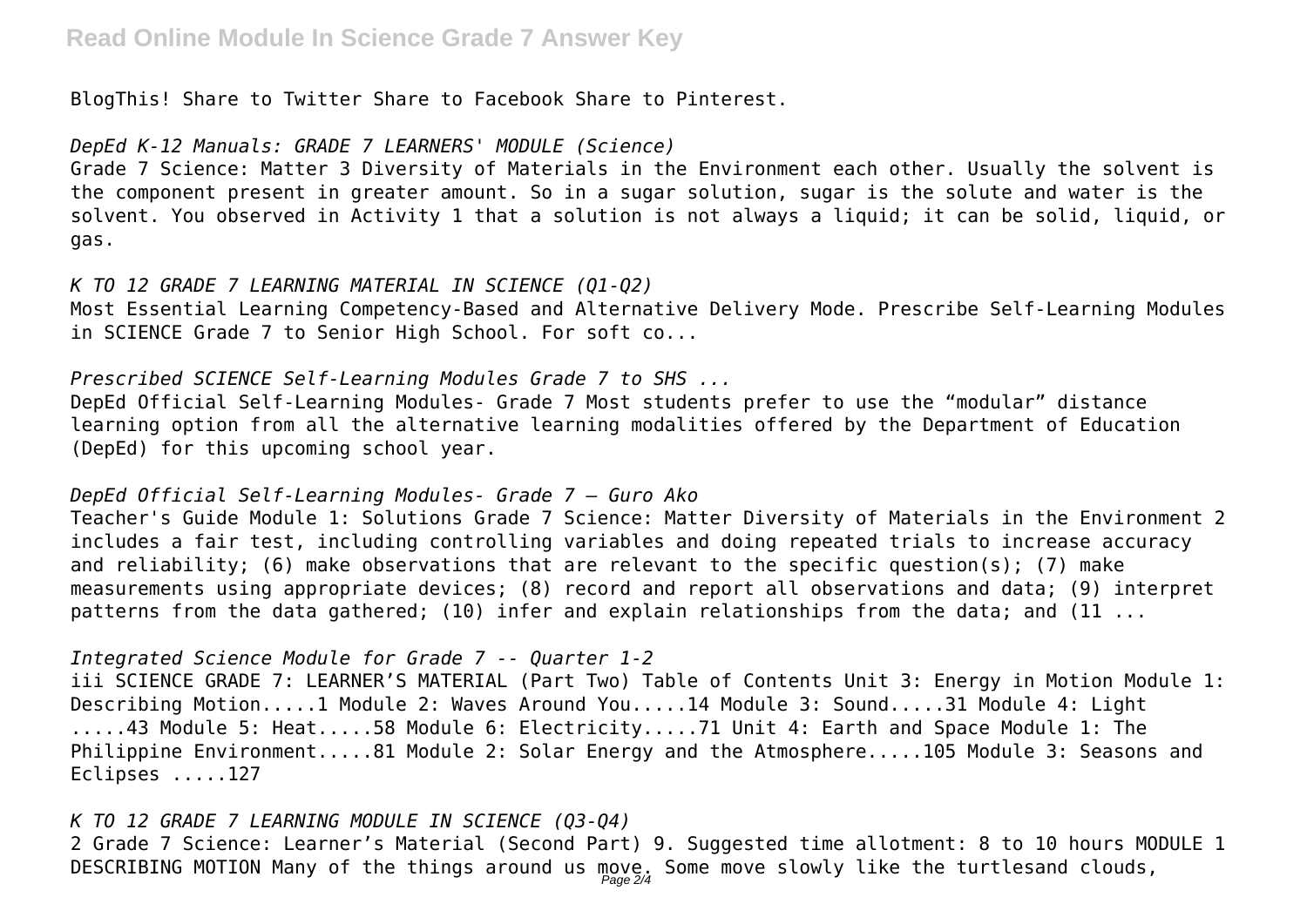BlogThis! Share to Twitter Share to Facebook Share to Pinterest.

*DepEd K-12 Manuals: GRADE 7 LEARNERS' MODULE (Science)*

Grade 7 Science: Matter 3 Diversity of Materials in the Environment each other. Usually the solvent is the component present in greater amount. So in a sugar solution, sugar is the solute and water is the solvent. You observed in Activity 1 that a solution is not always a liquid; it can be solid, liquid, or gas.

*K TO 12 GRADE 7 LEARNING MATERIAL IN SCIENCE (Q1-Q2)*

Most Essential Learning Competency-Based and Alternative Delivery Mode. Prescribe Self-Learning Modules in SCIENCE Grade 7 to Senior High School. For soft co...

*Prescribed SCIENCE Self-Learning Modules Grade 7 to SHS ...*

DepEd Official Self-Learning Modules- Grade 7 Most students prefer to use the "modular" distance learning option from all the alternative learning modalities offered by the Department of Education (DepEd) for this upcoming school year.

*DepEd Official Self-Learning Modules- Grade 7 – Guro Ako*

Teacher's Guide Module 1: Solutions Grade 7 Science: Matter Diversity of Materials in the Environment 2 includes a fair test, including controlling variables and doing repeated trials to increase accuracy and reliability; (6) make observations that are relevant to the specific question(s); (7) make measurements using appropriate devices; (8) record and report all observations and data; (9) interpret patterns from the data gathered; (10) infer and explain relationships from the data; and (11 ...

*Integrated Science Module for Grade 7 -- Quarter 1-2*

iii SCIENCE GRADE 7: LEARNER'S MATERIAL (Part Two) Table of Contents Unit 3: Energy in Motion Module 1: Describing Motion.....1 Module 2: Waves Around You.....14 Module 3: Sound.....31 Module 4: Light .....43 Module 5: Heat.....58 Module 6: Electricity.....71 Unit 4: Earth and Space Module 1: The Philippine Environment.....81 Module 2: Solar Energy and the Atmosphere.....105 Module 3: Seasons and Eclipses .....127

*K TO 12 GRADE 7 LEARNING MODULE IN SCIENCE (Q3-Q4)*

2 Grade 7 Science: Learner's Material (Second Part) 9. Suggested time allotment: 8 to 10 hours MODULE 1 DESCRIBING MOTION Many of the things around us move. Some move slowly like the turtlesand clouds,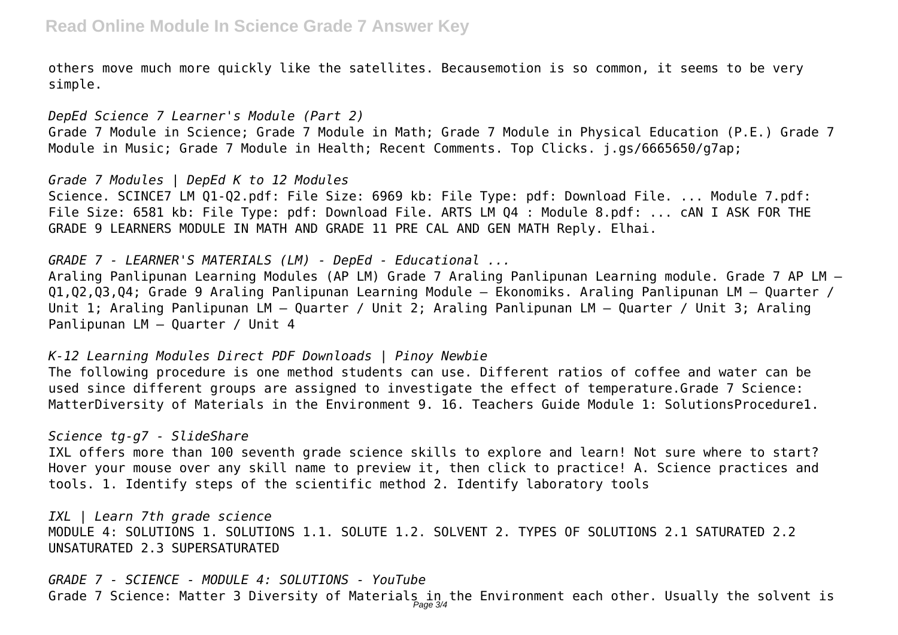others move much more quickly like the satellites. Becausemotion is so common, it seems to be very simple.

*DepEd Science 7 Learner's Module (Part 2)*
Grade 7 Module in Science; Grade 7 Module in Math; Grade 7 Module in Physical Education (P.E.) Grade 7 Module in Music; Grade 7 Module in Health; Recent Comments. Top Clicks. j.gs/6665650/g7ap;

*Grade 7 Modules | DepEd K to 12 Modules*
Science. SCINCE7 LM Q1-Q2.pdf: File Size: 6969 kb: File Type: pdf: Download File. ... Module 7.pdf: File Size: 6581 kb: File Type: pdf: Download File. ARTS LM Q4 : Module 8.pdf: ... cAN I ASK FOR THE GRADE 9 LEARNERS MODULE IN MATH AND GRADE 11 PRE CAL AND GEN MATH Reply. Elhai.

*GRADE 7 - LEARNER'S MATERIALS (LM) - DepEd - Educational ...*
Araling Panlipunan Learning Modules (AP LM) Grade 7 Araling Panlipunan Learning module. Grade 7 AP LM – Q1,Q2,Q3,Q4; Grade 9 Araling Panlipunan Learning Module – Ekonomiks. Araling Panlipunan LM – Quarter / Unit 1; Araling Panlipunan LM – Quarter / Unit 2; Araling Panlipunan LM – Quarter / Unit 3; Araling Panlipunan LM – Quarter / Unit 4

*K-12 Learning Modules Direct PDF Downloads | Pinoy Newbie*
The following procedure is one method students can use. Different ratios of coffee and water can be used since different groups are assigned to investigate the effect of temperature.Grade 7 Science: MatterDiversity of Materials in the Environment 9. 16. Teachers Guide Module 1: SolutionsProcedure1.

*Science tg-g7 - SlideShare*
IXL offers more than 100 seventh grade science skills to explore and learn! Not sure where to start? Hover your mouse over any skill name to preview it, then click to practice! A. Science practices and tools. 1. Identify steps of the scientific method 2. Identify laboratory tools

*IXL | Learn 7th grade science*
MODULE 4: SOLUTIONS 1. SOLUTIONS 1.1. SOLUTE 1.2. SOLVENT 2. TYPES OF SOLUTIONS 2.1 SATURATED 2.2 UNSATURATED 2.3 SUPERSATURATED

*GRADE 7 - SCIENCE - MODULE 4: SOLUTIONS - YouTube*
Grade 7 Science: Matter 3 Diversity of Materials in the Environment each other. Usually the solvent is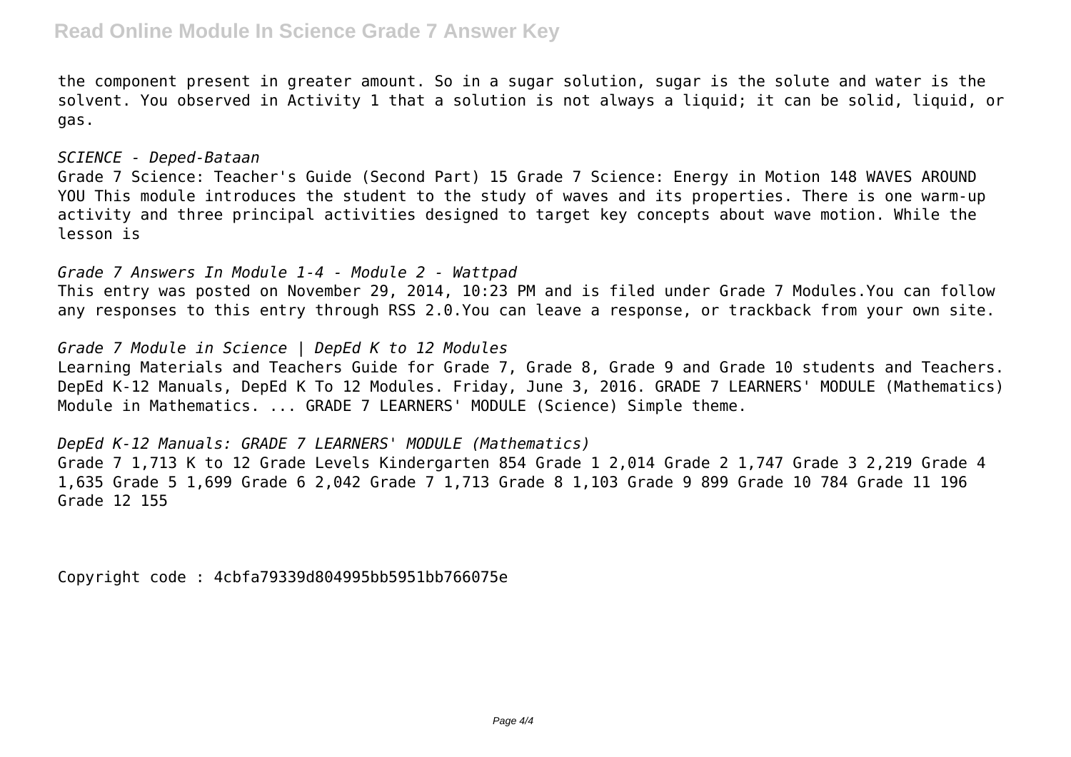the component present in greater amount. So in a sugar solution, sugar is the solute and water is the solvent. You observed in Activity 1 that a solution is not always a liquid; it can be solid, liquid, or gas.

*SCIENCE - Deped-Bataan*

Grade 7 Science: Teacher's Guide (Second Part) 15 Grade 7 Science: Energy in Motion 148 WAVES AROUND YOU This module introduces the student to the study of waves and its properties. There is one warm-up activity and three principal activities designed to target key concepts about wave motion. While the lesson is

*Grade 7 Answers In Module 1-4 - Module 2 - Wattpad*

This entry was posted on November 29, 2014, 10:23 PM and is filed under Grade 7 Modules.You can follow any responses to this entry through RSS 2.0.You can leave a response, or trackback from your own site.

*Grade 7 Module in Science | DepEd K to 12 Modules*

Learning Materials and Teachers Guide for Grade 7, Grade 8, Grade 9 and Grade 10 students and Teachers. DepEd K-12 Manuals, DepEd K To 12 Modules. Friday, June 3, 2016. GRADE 7 LEARNERS' MODULE (Mathematics) Module in Mathematics. ... GRADE 7 LEARNERS' MODULE (Science) Simple theme.

*DepEd K-12 Manuals: GRADE 7 LEARNERS' MODULE (Mathematics)*

Grade 7 1,713 K to 12 Grade Levels Kindergarten 854 Grade 1 2,014 Grade 2 1,747 Grade 3 2,219 Grade 4 1,635 Grade 5 1,699 Grade 6 2,042 Grade 7 1,713 Grade 8 1,103 Grade 9 899 Grade 10 784 Grade 11 196 Grade 12 155

Copyright code : 4cbfa79339d804995bb5951bb766075e